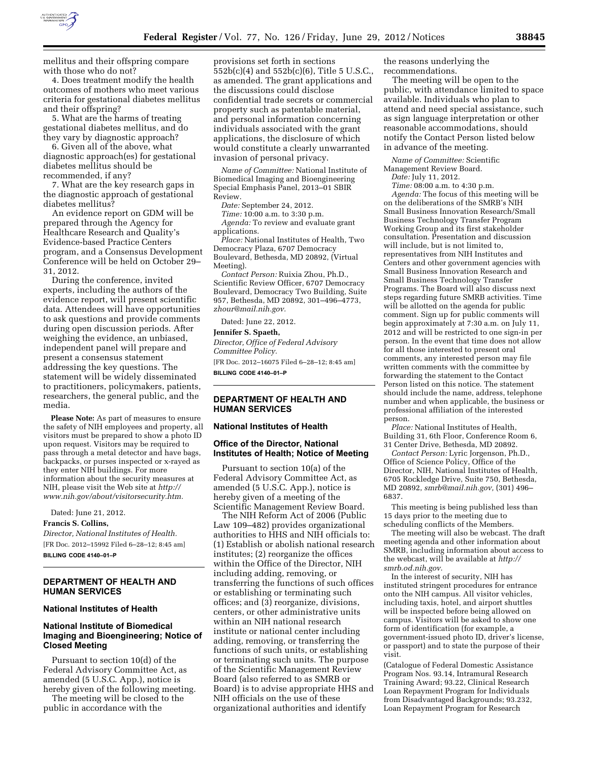mellitus and their offspring compare with those who do not?

4. Does treatment modify the health outcomes of mothers who meet various criteria for gestational diabetes mellitus and their offspring?

5. What are the harms of treating gestational diabetes mellitus, and do they vary by diagnostic approach?

6. Given all of the above, what diagnostic approach(es) for gestational diabetes mellitus should be recommended, if any?

7. What are the key research gaps in the diagnostic approach of gestational diabetes mellitus?

An evidence report on GDM will be prepared through the Agency for Healthcare Research and Quality's Evidence-based Practice Centers program, and a Consensus Development Conference will be held on October 29–31, 2012.

During the conference, invited experts, including the authors of the evidence report, will present scientific data. Attendees will have opportunities to ask questions and provide comments during open discussion periods. After weighing the evidence, an unbiased, independent panel will prepare and present a consensus statement addressing the key questions. The statement will be widely disseminated to practitioners, policymakers, patients, researchers, the general public, and the media.

**Please Note:** As part of measures to ensure the safety of NIH employees and property, all visitors must be prepared to show a photo ID upon request. Visitors may be required to pass through a metal detector and have bags, backpacks, or purses inspected or x-rayed as they enter NIH buildings. For more information about the security measures at NIH, please visit the Web site at *http://www.nih.gov/about/visitorsecurity.htm.*

Dated: June 21, 2012.

**Francis S. Collins,**

*Director, National Institutes of Health.*

[FR Doc. 2012–15992 Filed 6–28–12; 8:45 am]

**BILLING CODE 4140–01–P**

## DEPARTMENT OF HEALTH AND HUMAN SERVICES

### National Institutes of Health

### National Institute of Biomedical Imaging and Bioengineering; Notice of Closed Meeting

Pursuant to section 10(d) of the Federal Advisory Committee Act, as amended (5 U.S.C. App.), notice is hereby given of the following meeting.

The meeting will be closed to the public in accordance with the provisions set forth in sections 552b(c)(4) and 552b(c)(6), Title 5 U.S.C., as amended. The grant applications and the discussions could disclose confidential trade secrets or commercial property such as patentable material, and personal information concerning individuals associated with the grant applications, the disclosure of which would constitute a clearly unwarranted invasion of personal privacy.

*Name of Committee:* National Institute of Biomedical Imaging and Bioengineering Special Emphasis Panel, 2013–01 SBIR Review.

*Date:* September 24, 2012.

*Time:* 10:00 a.m. to 3:30 p.m.

*Agenda:* To review and evaluate grant applications.

*Place:* National Institutes of Health, Two Democracy Plaza, 6707 Democracy Boulevard, Bethesda, MD 20892, (Virtual Meeting).

*Contact Person:* Ruixia Zhou, Ph.D., Scientific Review Officer, 6707 Democracy Boulevard, Democracy Two Building, Suite 957, Bethesda, MD 20892, 301–496–4773, *zhour@mail.nih.gov.*

Dated: June 22, 2012.

**Jennifer S. Spaeth,**

*Director, Office of Federal Advisory Committee Policy.*

[FR Doc. 2012–16075 Filed 6–28–12; 8:45 am]

**BILLING CODE 4140–01–P**

## DEPARTMENT OF HEALTH AND HUMAN SERVICES

### National Institutes of Health

### Office of the Director, National Institutes of Health; Notice of Meeting

Pursuant to section 10(a) of the Federal Advisory Committee Act, as amended (5 U.S.C. App.), notice is hereby given of a meeting of the Scientific Management Review Board.

The NIH Reform Act of 2006 (Public Law 109–482) provides organizational authorities to HHS and NIH officials to: (1) Establish or abolish national research institutes; (2) reorganize the offices within the Office of the Director, NIH including adding, removing, or transferring the functions of such offices or establishing or terminating such offices; and (3) reorganize, divisions, centers, or other administrative units within an NIH national research institute or national center including adding, removing, or transferring the functions of such units, or establishing or terminating such units. The purpose of the Scientific Management Review Board (also referred to as SMRB or Board) is to advise appropriate HHS and NIH officials on the use of these organizational authorities and identify the reasons underlying the recommendations.

The meeting will be open to the public, with attendance limited to space available. Individuals who plan to attend and need special assistance, such as sign language interpretation or other reasonable accommodations, should notify the Contact Person listed below in advance of the meeting.

*Name of Committee:* Scientific Management Review Board.

*Date:* July 11, 2012.

*Time:* 08:00 a.m. to 4:30 p.m.

*Agenda:* The focus of this meeting will be on the deliberations of the SMRB's NIH Small Business Innovation Research/Small Business Technology Transfer Program Working Group and its first stakeholder consultation. Presentation and discussion will include, but is not limited to, representatives from NIH Institutes and Centers and other government agencies with Small Business Innovation Research and Small Business Technology Transfer Programs. The Board will also discuss next steps regarding future SMRB activities. Time will be allotted on the agenda for public comment. Sign up for public comments will begin approximately at 7:30 a.m. on July 11, 2012 and will be restricted to one sign-in per person. In the event that time does not allow for all those interested to present oral comments, any interested person may file written comments with the committee by forwarding the statement to the Contact Person listed on this notice. The statement should include the name, address, telephone number and when applicable, the business or professional affiliation of the interested person.

*Place:* National Institutes of Health, Building 31, 6th Floor, Conference Room 6, 31 Center Drive, Bethesda, MD 20892.

*Contact Person:* Lyric Jorgenson, Ph.D., Office of Science Policy, Office of the Director, NIH, National Institutes of Health, 6705 Rockledge Drive, Suite 750, Bethesda, MD 20892, *smrb@mail.nih.gov,* (301) 496–6837.

This meeting is being published less than 15 days prior to the meeting due to scheduling conflicts of the Members.

The meeting will also be webcast. The draft meeting agenda and other information about SMRB, including information about access to the webcast, will be available at *http://smrb.od.nih.gov.*

In the interest of security, NIH has instituted stringent procedures for entrance onto the NIH campus. All visitor vehicles, including taxis, hotel, and airport shuttles will be inspected before being allowed on campus. Visitors will be asked to show one form of identification (for example, a government-issued photo ID, driver's license, or passport) and to state the purpose of their visit.

(Catalogue of Federal Domestic Assistance Program Nos. 93.14, Intramural Research Training Award; 93.22, Clinical Research Loan Repayment Program for Individuals from Disadvantaged Backgrounds; 93.232, Loan Repayment Program for Research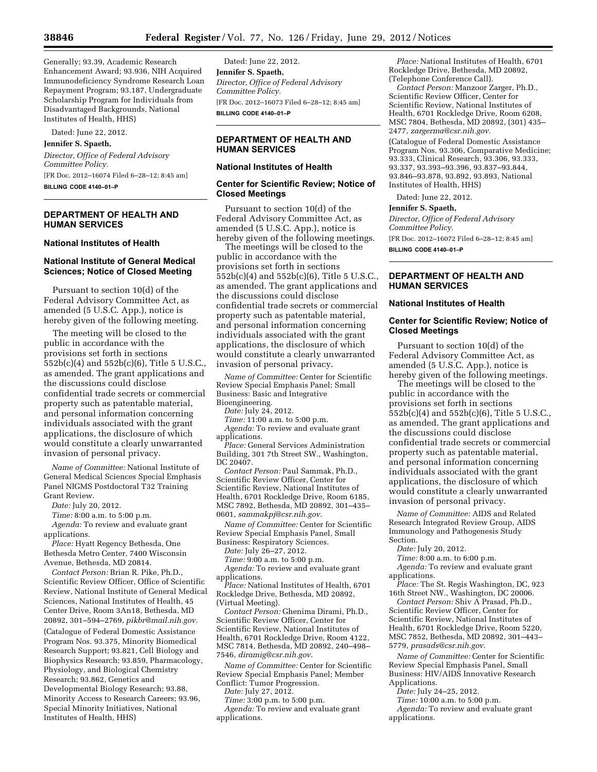Generally; 93.39, Academic Research Enhancement Award; 93.936, NIH Acquired Immunodeficiency Syndrome Research Loan Repayment Program; 93.187, Undergraduate Scholarship Program for Individuals from Disadvantaged Backgrounds, National Institutes of Health, HHS)

Dated: June 22, 2012.

**Jennifer S. Spaeth,**

*Director, Office of Federal Advisory Committee Policy.*

[FR Doc. 2012–16074 Filed 6–28–12; 8:45 am]

**BILLING CODE 4140–01–P**

## DEPARTMENT OF HEALTH AND HUMAN SERVICES

### National Institutes of Health

### National Institute of General Medical Sciences; Notice of Closed Meeting

Pursuant to section 10(d) of the Federal Advisory Committee Act, as amended (5 U.S.C. App.), notice is hereby given of the following meeting.

The meeting will be closed to the public in accordance with the provisions set forth in sections 552b(c)(4) and 552b(c)(6), Title 5 U.S.C., as amended. The grant applications and the discussions could disclose confidential trade secrets or commercial property such as patentable material, and personal information concerning individuals associated with the grant applications, the disclosure of which would constitute a clearly unwarranted invasion of personal privacy.

*Name of Committee:* National Institute of General Medical Sciences Special Emphasis Panel NIGMS Postdoctoral T32 Training Grant Review.

*Date:* July 20, 2012.

*Time:* 8:00 a.m. to 5:00 p.m.

*Agenda:* To review and evaluate grant applications.

*Place:* Hyatt Regency Bethesda, One Bethesda Metro Center, 7400 Wisconsin Avenue, Bethesda, MD 20814.

*Contact Person:* Brian R. Pike, Ph.D., Scientific Review Officer, Office of Scientific Review, National Institute of General Medical Sciences, National Institutes of Health, 45 Center Drive, Room 3An18, Bethesda, MD 20892, 301–594–2769, *pikbr@mail.nih.gov.*

(Catalogue of Federal Domestic Assistance Program Nos. 93.375, Minority Biomedical Research Support; 93.821, Cell Biology and Biophysics Research; 93.859, Pharmacology, Physiology, and Biological Chemistry Research; 93.862, Genetics and Developmental Biology Research; 93.88, Minority Access to Research Careers; 93.96, Special Minority Initiatives, National Institutes of Health, HHS)

Dated: June 22, 2012.

**Jennifer S. Spaeth,**

*Director, Office of Federal Advisory Committee Policy.*

[FR Doc. 2012–16073 Filed 6–28–12; 8:45 am]

**BILLING CODE 4140–01–P**

## DEPARTMENT OF HEALTH AND HUMAN SERVICES

### National Institutes of Health

### Center for Scientific Review; Notice of Closed Meetings

Pursuant to section 10(d) of the Federal Advisory Committee Act, as amended (5 U.S.C. App.), notice is hereby given of the following meetings.

The meetings will be closed to the public in accordance with the provisions set forth in sections 552b(c)(4) and 552b(c)(6), Title 5 U.S.C., as amended. The grant applications and the discussions could disclose confidential trade secrets or commercial property such as patentable material, and personal information concerning individuals associated with the grant applications, the disclosure of which would constitute a clearly unwarranted invasion of personal privacy.

*Name of Committee:* Center for Scientific Review Special Emphasis Panel; Small Business: Basic and Integrative Bioengineering.

*Date:* July 24, 2012.

*Time:* 11:00 a.m. to 5:00 p.m.

*Agenda:* To review and evaluate grant applications.

*Place:* General Services Administration Building, 301 7th Street SW., Washington, DC 20407.

*Contact Person:* Paul Sammak, Ph.D., Scientific Review Officer, Center for Scientific Review, National Institutes of Health, 6701 Rockledge Drive, Room 6185, MSC 7892, Bethesda, MD 20892, 301–435–0601, *sammakpj@csr.nih.gov*.

*Name of Committee:* Center for Scientific Review Special Emphasis Panel, Small Business: Respiratory Sciences.

*Date:* July 26–27, 2012.

*Time:* 9:00 a.m. to 5:00 p.m.

*Agenda:* To review and evaluate grant applications.

*Place:* National Institutes of Health, 6701 Rockledge Drive, Bethesda, MD 20892, (Virtual Meeting).

*Contact Person:* Ghenima Dirami, Ph.D., Scientific Review Officer, Center for Scientific Review, National Institutes of Health, 6701 Rockledge Drive, Room 4122, MSC 7814, Bethesda, MD 20892, 240–498–7546, *diramig@csr.nih.gov*.

*Name of Committee:* Center for Scientific Review Special Emphasis Panel; Member Conflict: Tumor Progression.

*Date:* July 27, 2012.

*Time:* 3:00 p.m. to 5:00 p.m.

*Agenda:* To review and evaluate grant applications.

*Place:* National Institutes of Health, 6701 Rockledge Drive, Bethesda, MD 20892, (Telephone Conference Call).

*Contact Person:* Manzoor Zarger, Ph.D., Scientific Review Officer, Center for Scientific Review, National Institutes of Health, 6701 Rockledge Drive, Room 6208, MSC 7804, Bethesda, MD 20892, (301) 435–2477, *zargerma@csr.nih.gov.*

(Catalogue of Federal Domestic Assistance Program Nos. 93.306, Comparative Medicine; 93.333, Clinical Research, 93.306, 93.333, 93.337, 93.393–93.396, 93.837–93.844, 93.846–93.878, 93.892, 93.893, National Institutes of Health, HHS)

Dated: June 22, 2012.

**Jennifer S. Spaeth,**

*Director, Office of Federal Advisory Committee Policy.*

[FR Doc. 2012–16072 Filed 6–28–12; 8:45 am]

**BILLING CODE 4140–01–P**

## DEPARTMENT OF HEALTH AND HUMAN SERVICES

### National Institutes of Health

### Center for Scientific Review; Notice of Closed Meetings

Pursuant to section 10(d) of the Federal Advisory Committee Act, as amended (5 U.S.C. App.), notice is hereby given of the following meetings.

The meetings will be closed to the public in accordance with the provisions set forth in sections 552b(c)(4) and 552b(c)(6), Title 5 U.S.C., as amended. The grant applications and the discussions could disclose confidential trade secrets or commercial property such as patentable material, and personal information concerning individuals associated with the grant applications, the disclosure of which would constitute a clearly unwarranted invasion of personal privacy.

*Name of Committee:* AIDS and Related Research Integrated Review Group, AIDS Immunology and Pathogenesis Study Section.

*Date:* July 20, 2012.

*Time:* 8:00 a.m. to 6:00 p.m.

*Agenda:* To review and evaluate grant applications.

*Place:* The St. Regis Washington, DC, 923 16th Street NW., Washington, DC 20006.

*Contact Person:* Shiv A Prasad, Ph.D., Scientific Review Officer, Center for Scientific Review, National Institutes of Health, 6701 Rockledge Drive, Room 5220, MSC 7852, Bethesda, MD 20892, 301–443–5779, *prasads@csr.nih.gov*.

*Name of Committee:* Center for Scientific Review Special Emphasis Panel, Small Business: HIV/AIDS Innovative Research Applications.

*Date:* July 24–25, 2012.

*Time:* 10:00 a.m. to 5:00 p.m.

*Agenda:* To review and evaluate grant applications.